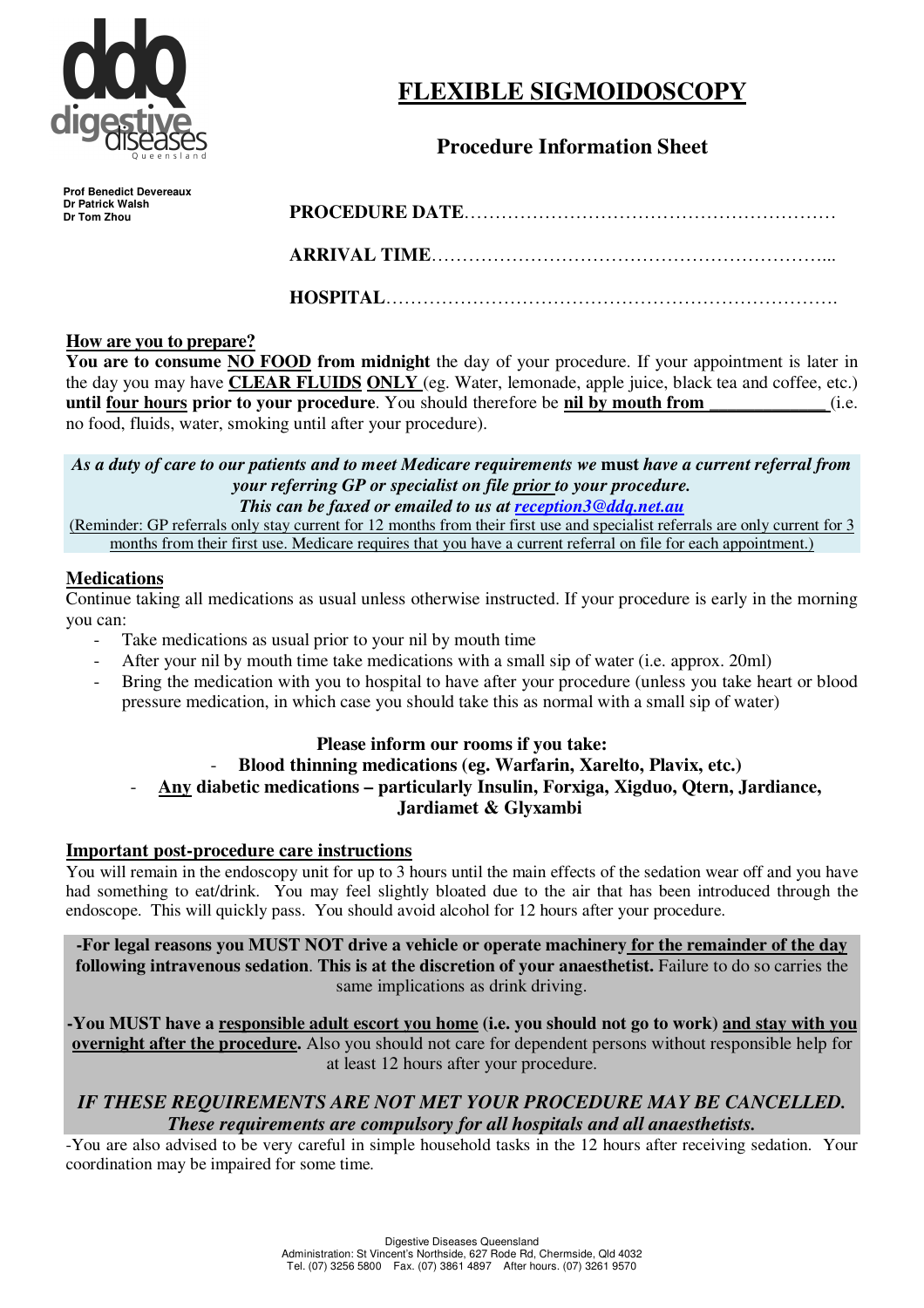ddq digestive diseases Queensland

# FLEXIBLE SIGMOIDOSCOPY

## Procedure Information Sheet

**Prof Benedict Devereaux**
**Dr Patrick Walsh**
**Dr Tom Zhou**

**PROCEDURE DATE**……………………………………………………

**ARRIVAL TIME**………………………………………………………...

**HOSPITAL**……………………………………………………………….

**How are you to prepare?**

**You are to consume NO FOOD from midnight** the day of your procedure. If your appointment is later in the day you may have **CLEAR FLUIDS ONLY** (eg. Water, lemonade, apple juice, black tea and coffee, etc.) **until four hours prior to your procedure**. You should therefore be **nil by mouth from \_\_\_\_\_\_\_\_\_\_\_\_\_** (i.e. no food, fluids, water, smoking until after your procedure).

***As a duty of care to our patients and to meet Medicare requirements we* must *have a current referral from your referring GP or specialist on file prior to your procedure.***
***This can be faxed or emailed to us at reception3@ddq.net.au***
(Reminder: GP referrals only stay current for 12 months from their first use and specialist referrals are only current for 3 months from their first use. Medicare requires that you have a current referral on file for each appointment.)

**Medications**

Continue taking all medications as usual unless otherwise instructed. If your procedure is early in the morning you can:

- Take medications as usual prior to your nil by mouth time
- After your nil by mouth time take medications with a small sip of water (i.e. approx. 20ml)
- Bring the medication with you to hospital to have after your procedure (unless you take heart or blood pressure medication, in which case you should take this as normal with a small sip of water)

**Please inform our rooms if you take:**

- **Blood thinning medications (eg. Warfarin, Xarelto, Plavix, etc.)**
- **Any diabetic medications – particularly Insulin, Forxiga, Xigduo, Qtern, Jardiance, Jardiamet & Glyxambi**

**Important post-procedure care instructions**

You will remain in the endoscopy unit for up to 3 hours until the main effects of the sedation wear off and you have had something to eat/drink. You may feel slightly bloated due to the air that has been introduced through the endoscope. This will quickly pass. You should avoid alcohol for 12 hours after your procedure.

**-For legal reasons you MUST NOT drive a vehicle or operate machinery for the remainder of the day following intravenous sedation. This is at the discretion of your anaesthetist.** Failure to do so carries the same implications as drink driving.

**-You MUST have a responsible adult escort you home (i.e. you should not go to work) and stay with you overnight after the procedure.** Also you should not care for dependent persons without responsible help for at least 12 hours after your procedure.

***IF THESE REQUIREMENTS ARE NOT MET YOUR PROCEDURE MAY BE CANCELLED.***
***These requirements are compulsory for all hospitals and all anaesthetists.***

-You are also advised to be very careful in simple household tasks in the 12 hours after receiving sedation. Your coordination may be impaired for some time.

Digestive Diseases Queensland
Administration: St Vincent's Northside, 627 Rode Rd, Chermside, Qld 4032
Tel. (07) 3256 5800 Fax. (07) 3861 4897 After hours. (07) 3261 9570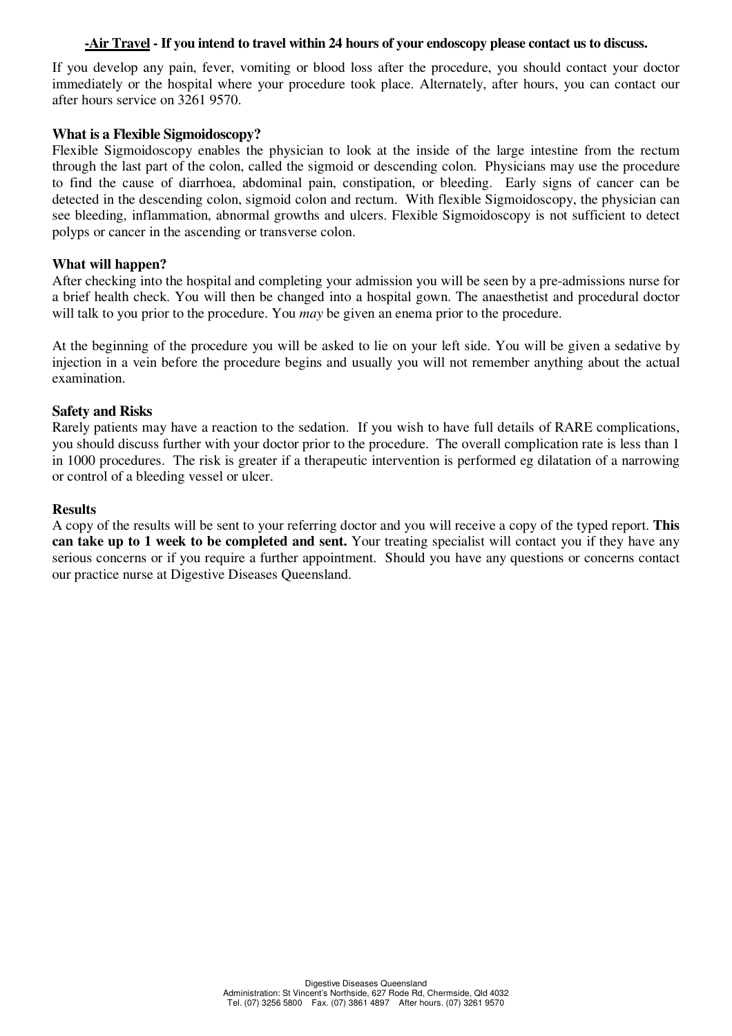**-Air Travel - If you intend to travel within 24 hours of your endoscopy please contact us to discuss.**

If you develop any pain, fever, vomiting or blood loss after the procedure, you should contact your doctor immediately or the hospital where your procedure took place. Alternately, after hours, you can contact our after hours service on 3261 9570.

### What is a Flexible Sigmoidoscopy?

Flexible Sigmoidoscopy enables the physician to look at the inside of the large intestine from the rectum through the last part of the colon, called the sigmoid or descending colon. Physicians may use the procedure to find the cause of diarrhoea, abdominal pain, constipation, or bleeding. Early signs of cancer can be detected in the descending colon, sigmoid colon and rectum. With flexible Sigmoidoscopy, the physician can see bleeding, inflammation, abnormal growths and ulcers. Flexible Sigmoidoscopy is not sufficient to detect polyps or cancer in the ascending or transverse colon.

### What will happen?

After checking into the hospital and completing your admission you will be seen by a pre-admissions nurse for a brief health check. You will then be changed into a hospital gown. The anaesthetist and procedural doctor will talk to you prior to the procedure. You *may* be given an enema prior to the procedure.

At the beginning of the procedure you will be asked to lie on your left side. You will be given a sedative by injection in a vein before the procedure begins and usually you will not remember anything about the actual examination.

### Safety and Risks

Rarely patients may have a reaction to the sedation. If you wish to have full details of RARE complications, you should discuss further with your doctor prior to the procedure. The overall complication rate is less than 1 in 1000 procedures. The risk is greater if a therapeutic intervention is performed eg dilatation of a narrowing or control of a bleeding vessel or ulcer.

### Results

A copy of the results will be sent to your referring doctor and you will receive a copy of the typed report. **This can take up to 1 week to be completed and sent.** Your treating specialist will contact you if they have any serious concerns or if you require a further appointment. Should you have any questions or concerns contact our practice nurse at Digestive Diseases Queensland.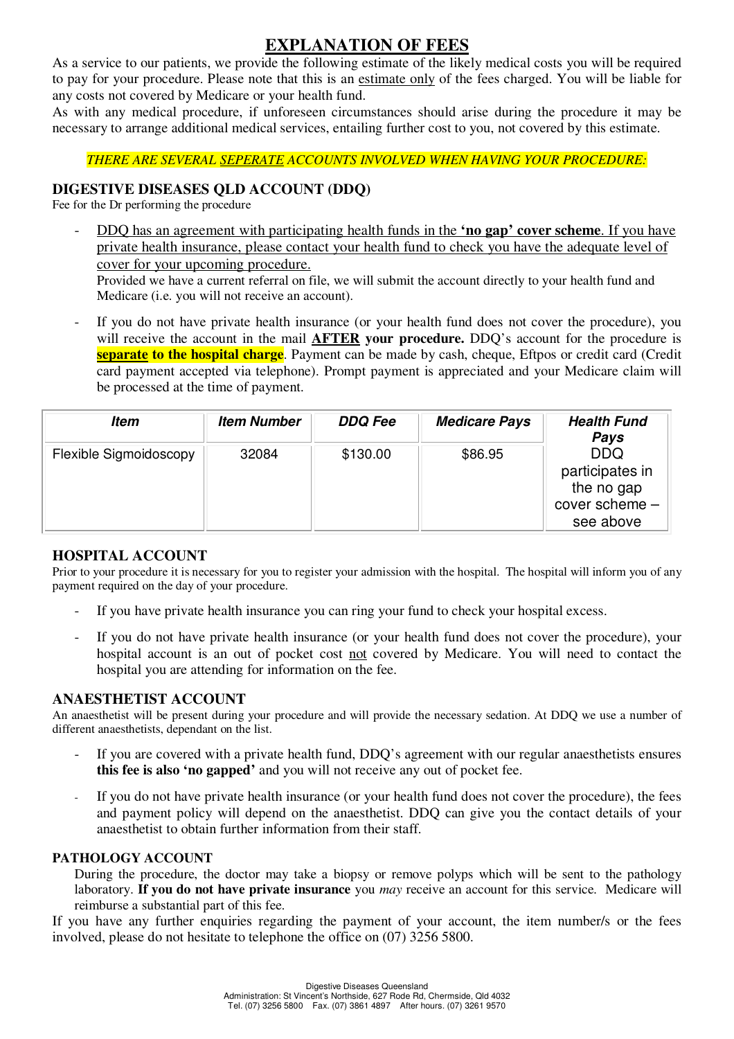# EXPLANATION OF FEES

As a service to our patients, we provide the following estimate of the likely medical costs you will be required to pay for your procedure. Please note that this is an estimate only of the fees charged. You will be liable for any costs not covered by Medicare or your health fund.

As with any medical procedure, if unforeseen circumstances should arise during the procedure it may be necessary to arrange additional medical services, entailing further cost to you, not covered by this estimate.

*THERE ARE SEVERAL SEPERATE ACCOUNTS INVOLVED WHEN HAVING YOUR PROCEDURE:*

## DIGESTIVE DISEASES QLD ACCOUNT (DDQ)

Fee for the Dr performing the procedure

- DDQ has an agreement with participating health funds in the **'no gap' cover scheme**. If you have private health insurance, please contact your health fund to check you have the adequate level of cover for your upcoming procedure.
  Provided we have a current referral on file, we will submit the account directly to your health fund and Medicare (i.e. you will not receive an account).
- If you do not have private health insurance (or your health fund does not cover the procedure), you will receive the account in the mail **AFTER your procedure.** DDQ's account for the procedure is **separate to the hospital charge**. Payment can be made by cash, cheque, Eftpos or credit card (Credit card payment accepted via telephone). Prompt payment is appreciated and your Medicare claim will be processed at the time of payment.

| *Item* | *Item Number* | *DDQ Fee* | *Medicare Pays* | *Health Fund Pays* |
|---|---|---|---|---|
| Flexible Sigmoidoscopy | 32084 | $130.00 | $86.95 | DDQ participates in the no gap cover scheme – see above |

## HOSPITAL ACCOUNT

Prior to your procedure it is necessary for you to register your admission with the hospital. The hospital will inform you of any payment required on the day of your procedure.

- If you have private health insurance you can ring your fund to check your hospital excess.
- If you do not have private health insurance (or your health fund does not cover the procedure), your hospital account is an out of pocket cost not covered by Medicare. You will need to contact the hospital you are attending for information on the fee.

## ANAESTHETIST ACCOUNT

An anaesthetist will be present during your procedure and will provide the necessary sedation. At DDQ we use a number of different anaesthetists, dependant on the list.

- If you are covered with a private health fund, DDQ's agreement with our regular anaesthetists ensures **this fee is also 'no gapped'** and you will not receive any out of pocket fee.
- If you do not have private health insurance (or your health fund does not cover the procedure), the fees and payment policy will depend on the anaesthetist. DDQ can give you the contact details of your anaesthetist to obtain further information from their staff.

## PATHOLOGY ACCOUNT

During the procedure, the doctor may take a biopsy or remove polyps which will be sent to the pathology laboratory. **If you do not have private insurance** you *may* receive an account for this service. Medicare will reimburse a substantial part of this fee.

If you have any further enquiries regarding the payment of your account, the item number/s or the fees involved, please do not hesitate to telephone the office on (07) 3256 5800.

Digestive Diseases Queensland
Administration: St Vincent's Northside, 627 Rode Rd, Chermside, Qld 4032
Tel. (07) 3256 5800 Fax. (07) 3861 4897 After hours. (07) 3261 9570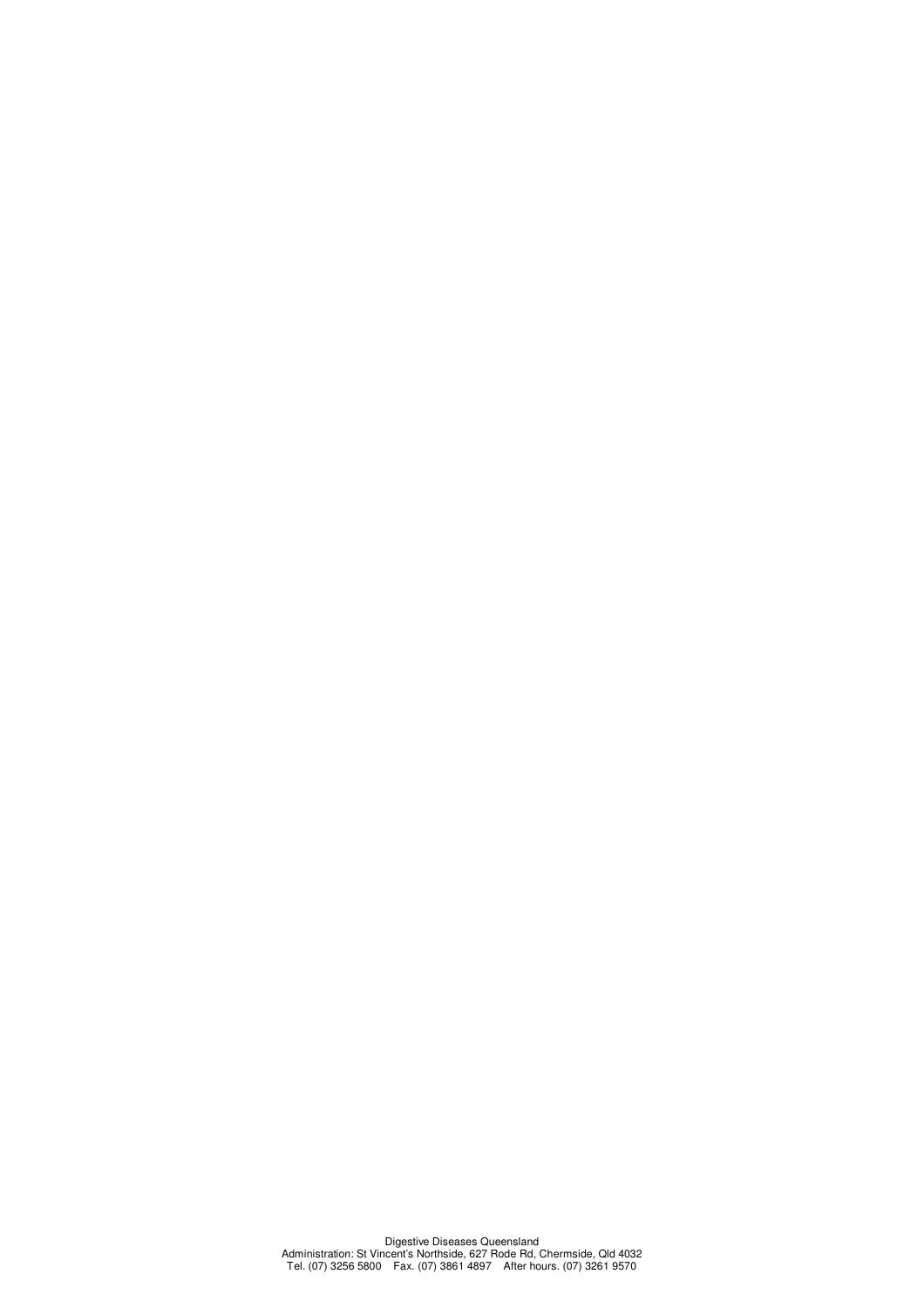Digestive Diseases Queensland
Administration: St Vincent's Northside, 627 Rode Rd, Chermside, Qld 4032
Tel. (07) 3256 5800 Fax. (07) 3861 4897 After hours. (07) 3261 9570